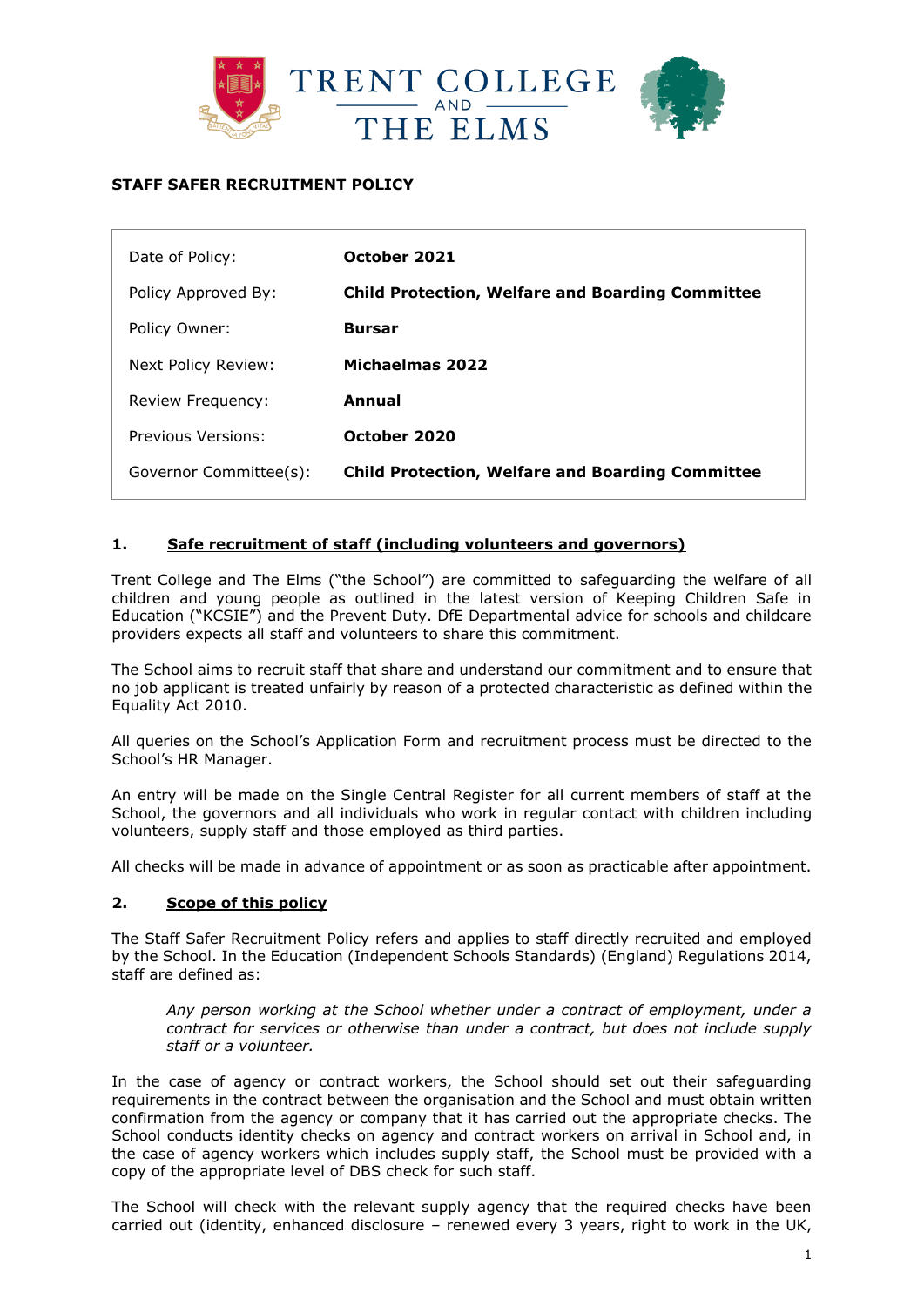TRENT COLLEGE AND THE ELMS

**STAFF SAFER RECRUITMENT POLICY**

| Date of Policy: | **October 2021** |
|---|---|
| Policy Approved By: | **Child Protection, Welfare and Boarding Committee** |
| Policy Owner: | **Bursar** |
| Next Policy Review: | **Michaelmas 2022** |
| Review Frequency: | **Annual** |
| Previous Versions: | **October 2020** |
| Governor Committee(s): | **Child Protection, Welfare and Boarding Committee** |

## 1. Safe recruitment of staff (including volunteers and governors)

Trent College and The Elms ("the School") are committed to safeguarding the welfare of all children and young people as outlined in the latest version of Keeping Children Safe in Education ("KCSIE") and the Prevent Duty. DfE Departmental advice for schools and childcare providers expects all staff and volunteers to share this commitment.

The School aims to recruit staff that share and understand our commitment and to ensure that no job applicant is treated unfairly by reason of a protected characteristic as defined within the Equality Act 2010.

All queries on the School's Application Form and recruitment process must be directed to the School's HR Manager.

An entry will be made on the Single Central Register for all current members of staff at the School, the governors and all individuals who work in regular contact with children including volunteers, supply staff and those employed as third parties.

All checks will be made in advance of appointment or as soon as practicable after appointment.

## 2. Scope of this policy

The Staff Safer Recruitment Policy refers and applies to staff directly recruited and employed by the School. In the Education (Independent Schools Standards) (England) Regulations 2014, staff are defined as:

> *Any person working at the School whether under a contract of employment, under a contract for services or otherwise than under a contract, but does not include supply staff or a volunteer.*

In the case of agency or contract workers, the School should set out their safeguarding requirements in the contract between the organisation and the School and must obtain written confirmation from the agency or company that it has carried out the appropriate checks. The School conducts identity checks on agency and contract workers on arrival in School and, in the case of agency workers which includes supply staff, the School must be provided with a copy of the appropriate level of DBS check for such staff.

The School will check with the relevant supply agency that the required checks have been carried out (identity, enhanced disclosure – renewed every 3 years, right to work in the UK,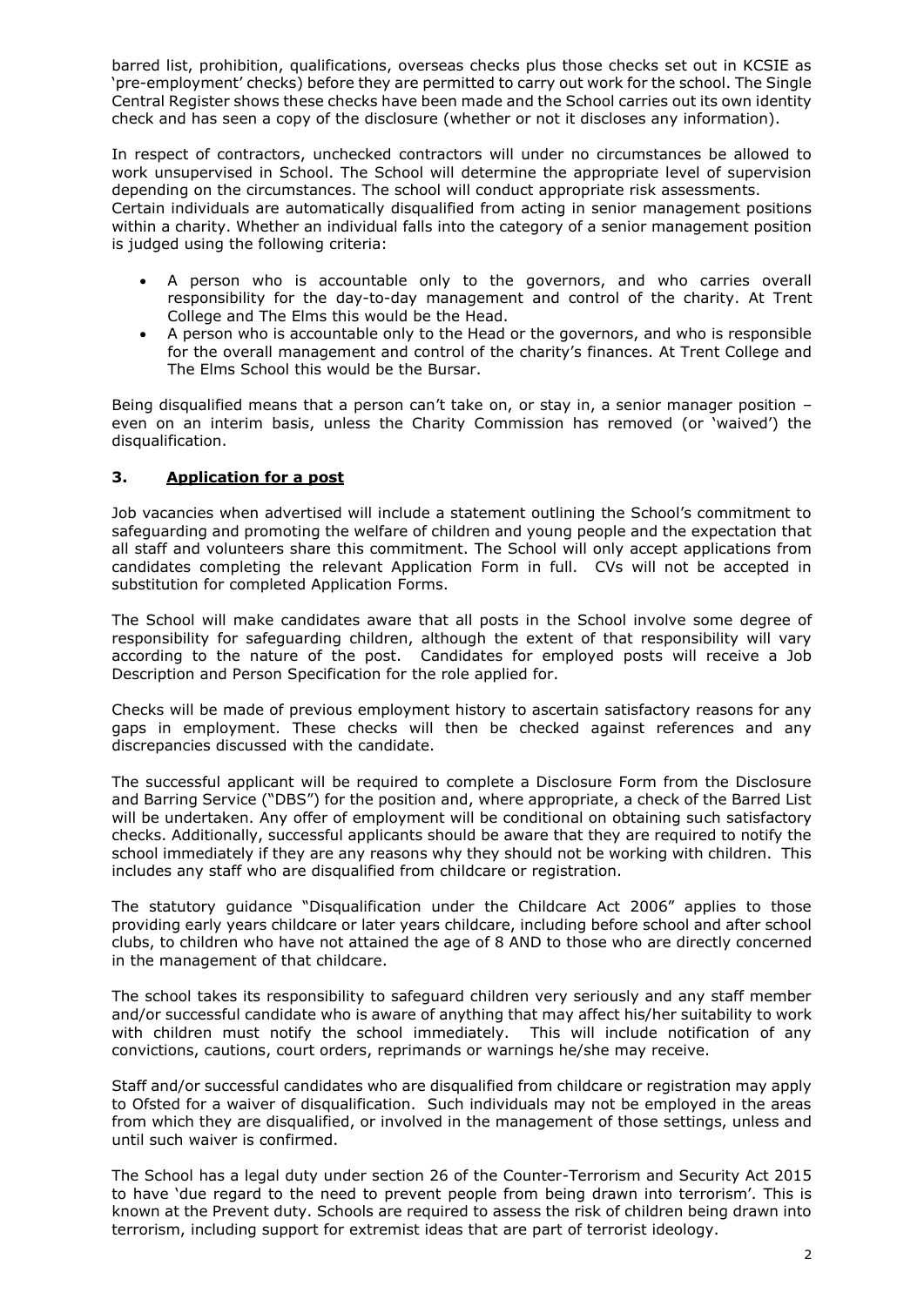barred list, prohibition, qualifications, overseas checks plus those checks set out in KCSIE as 'pre-employment' checks) before they are permitted to carry out work for the school. The Single Central Register shows these checks have been made and the School carries out its own identity check and has seen a copy of the disclosure (whether or not it discloses any information).

In respect of contractors, unchecked contractors will under no circumstances be allowed to work unsupervised in School. The School will determine the appropriate level of supervision depending on the circumstances. The school will conduct appropriate risk assessments.
Certain individuals are automatically disqualified from acting in senior management positions within a charity. Whether an individual falls into the category of a senior management position is judged using the following criteria:

- A person who is accountable only to the governors, and who carries overall responsibility for the day-to-day management and control of the charity. At Trent College and The Elms this would be the Head.
- A person who is accountable only to the Head or the governors, and who is responsible for the overall management and control of the charity's finances. At Trent College and The Elms School this would be the Bursar.

Being disqualified means that a person can't take on, or stay in, a senior manager position – even on an interim basis, unless the Charity Commission has removed (or 'waived') the disqualification.

## 3. Application for a post

Job vacancies when advertised will include a statement outlining the School's commitment to safeguarding and promoting the welfare of children and young people and the expectation that all staff and volunteers share this commitment. The School will only accept applications from candidates completing the relevant Application Form in full. CVs will not be accepted in substitution for completed Application Forms.

The School will make candidates aware that all posts in the School involve some degree of responsibility for safeguarding children, although the extent of that responsibility will vary according to the nature of the post. Candidates for employed posts will receive a Job Description and Person Specification for the role applied for.

Checks will be made of previous employment history to ascertain satisfactory reasons for any gaps in employment. These checks will then be checked against references and any discrepancies discussed with the candidate.

The successful applicant will be required to complete a Disclosure Form from the Disclosure and Barring Service ("DBS") for the position and, where appropriate, a check of the Barred List will be undertaken. Any offer of employment will be conditional on obtaining such satisfactory checks. Additionally, successful applicants should be aware that they are required to notify the school immediately if they are any reasons why they should not be working with children. This includes any staff who are disqualified from childcare or registration.

The statutory guidance "Disqualification under the Childcare Act 2006" applies to those providing early years childcare or later years childcare, including before school and after school clubs, to children who have not attained the age of 8 AND to those who are directly concerned in the management of that childcare.

The school takes its responsibility to safeguard children very seriously and any staff member and/or successful candidate who is aware of anything that may affect his/her suitability to work with children must notify the school immediately. This will include notification of any convictions, cautions, court orders, reprimands or warnings he/she may receive.

Staff and/or successful candidates who are disqualified from childcare or registration may apply to Ofsted for a waiver of disqualification. Such individuals may not be employed in the areas from which they are disqualified, or involved in the management of those settings, unless and until such waiver is confirmed.

The School has a legal duty under section 26 of the Counter-Terrorism and Security Act 2015 to have 'due regard to the need to prevent people from being drawn into terrorism'. This is known at the Prevent duty. Schools are required to assess the risk of children being drawn into terrorism, including support for extremist ideas that are part of terrorist ideology.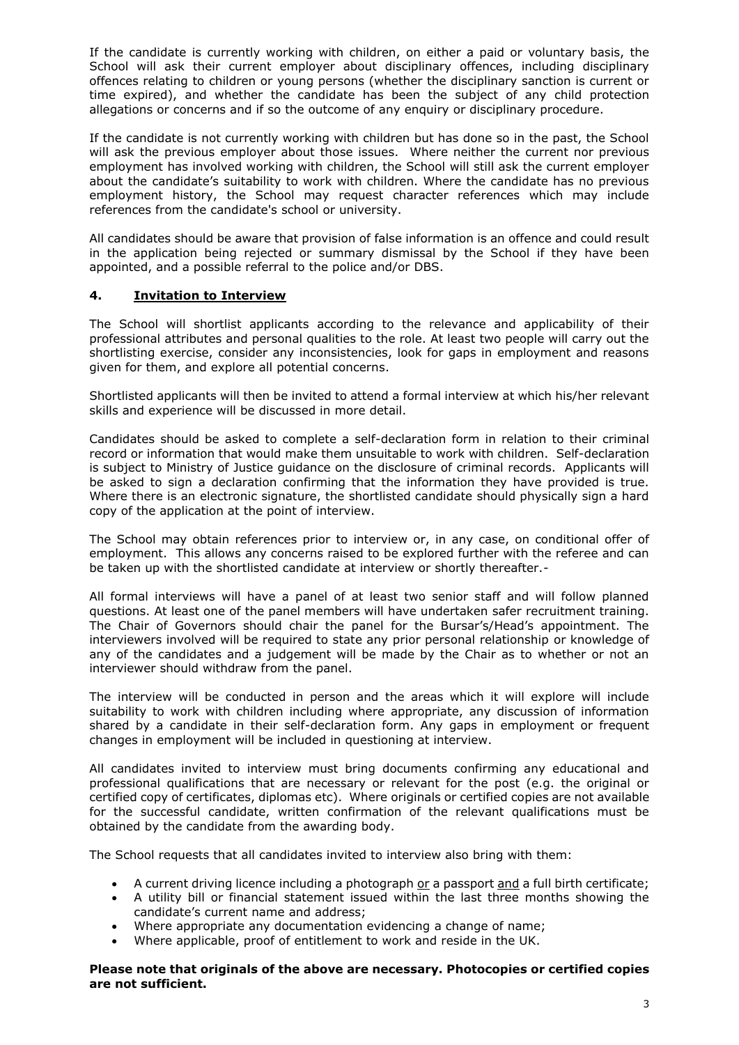If the candidate is currently working with children, on either a paid or voluntary basis, the School will ask their current employer about disciplinary offences, including disciplinary offences relating to children or young persons (whether the disciplinary sanction is current or time expired), and whether the candidate has been the subject of any child protection allegations or concerns and if so the outcome of any enquiry or disciplinary procedure.

If the candidate is not currently working with children but has done so in the past, the School will ask the previous employer about those issues. Where neither the current nor previous employment has involved working with children, the School will still ask the current employer about the candidate's suitability to work with children. Where the candidate has no previous employment history, the School may request character references which may include references from the candidate's school or university.

All candidates should be aware that provision of false information is an offence and could result in the application being rejected or summary dismissal by the School if they have been appointed, and a possible referral to the police and/or DBS.

## 4. Invitation to Interview

The School will shortlist applicants according to the relevance and applicability of their professional attributes and personal qualities to the role. At least two people will carry out the shortlisting exercise, consider any inconsistencies, look for gaps in employment and reasons given for them, and explore all potential concerns.

Shortlisted applicants will then be invited to attend a formal interview at which his/her relevant skills and experience will be discussed in more detail.

Candidates should be asked to complete a self-declaration form in relation to their criminal record or information that would make them unsuitable to work with children. Self-declaration is subject to Ministry of Justice guidance on the disclosure of criminal records. Applicants will be asked to sign a declaration confirming that the information they have provided is true. Where there is an electronic signature, the shortlisted candidate should physically sign a hard copy of the application at the point of interview.

The School may obtain references prior to interview or, in any case, on conditional offer of employment. This allows any concerns raised to be explored further with the referee and can be taken up with the shortlisted candidate at interview or shortly thereafter.-

All formal interviews will have a panel of at least two senior staff and will follow planned questions. At least one of the panel members will have undertaken safer recruitment training. The Chair of Governors should chair the panel for the Bursar's/Head's appointment. The interviewers involved will be required to state any prior personal relationship or knowledge of any of the candidates and a judgement will be made by the Chair as to whether or not an interviewer should withdraw from the panel.

The interview will be conducted in person and the areas which it will explore will include suitability to work with children including where appropriate, any discussion of information shared by a candidate in their self-declaration form. Any gaps in employment or frequent changes in employment will be included in questioning at interview.

All candidates invited to interview must bring documents confirming any educational and professional qualifications that are necessary or relevant for the post (e.g. the original or certified copy of certificates, diplomas etc). Where originals or certified copies are not available for the successful candidate, written confirmation of the relevant qualifications must be obtained by the candidate from the awarding body.

The School requests that all candidates invited to interview also bring with them:

- A current driving licence including a photograph or a passport and a full birth certificate;
- A utility bill or financial statement issued within the last three months showing the candidate's current name and address;
- Where appropriate any documentation evidencing a change of name;
- Where applicable, proof of entitlement to work and reside in the UK.

**Please note that originals of the above are necessary. Photocopies or certified copies are not sufficient.**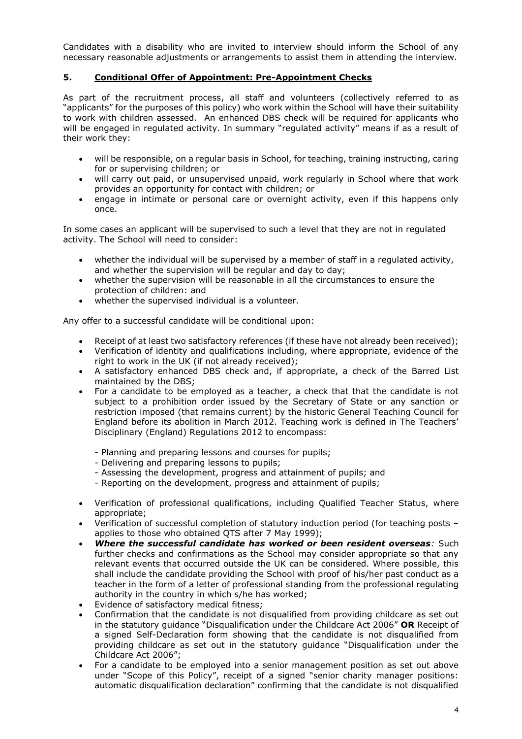Candidates with a disability who are invited to interview should inform the School of any necessary reasonable adjustments or arrangements to assist them in attending the interview.

## 5. Conditional Offer of Appointment: Pre-Appointment Checks

As part of the recruitment process, all staff and volunteers (collectively referred to as "applicants" for the purposes of this policy) who work within the School will have their suitability to work with children assessed. An enhanced DBS check will be required for applicants who will be engaged in regulated activity. In summary "regulated activity" means if as a result of their work they:

- will be responsible, on a regular basis in School, for teaching, training instructing, caring for or supervising children; or
- will carry out paid, or unsupervised unpaid, work regularly in School where that work provides an opportunity for contact with children; or
- engage in intimate or personal care or overnight activity, even if this happens only once.

In some cases an applicant will be supervised to such a level that they are not in regulated activity. The School will need to consider:

- whether the individual will be supervised by a member of staff in a regulated activity, and whether the supervision will be regular and day to day;
- whether the supervision will be reasonable in all the circumstances to ensure the protection of children: and
- whether the supervised individual is a volunteer.

Any offer to a successful candidate will be conditional upon:

- Receipt of at least two satisfactory references (if these have not already been received);
- Verification of identity and qualifications including, where appropriate, evidence of the right to work in the UK (if not already received);
- A satisfactory enhanced DBS check and, if appropriate, a check of the Barred List maintained by the DBS;
- For a candidate to be employed as a teacher, a check that that the candidate is not subject to a prohibition order issued by the Secretary of State or any sanction or restriction imposed (that remains current) by the historic General Teaching Council for England before its abolition in March 2012. Teaching work is defined in The Teachers' Disciplinary (England) Regulations 2012 to encompass:

  - Planning and preparing lessons and courses for pupils;
  - Delivering and preparing lessons to pupils;
  - Assessing the development, progress and attainment of pupils; and
  - Reporting on the development, progress and attainment of pupils;

- Verification of professional qualifications, including Qualified Teacher Status, where appropriate;
- Verification of successful completion of statutory induction period (for teaching posts – applies to those who obtained QTS after 7 May 1999);
- ***Where the successful candidate has worked or been resident overseas**:* Such further checks and confirmations as the School may consider appropriate so that any relevant events that occurred outside the UK can be considered. Where possible, this shall include the candidate providing the School with proof of his/her past conduct as a teacher in the form of a letter of professional standing from the professional regulating authority in the country in which s/he has worked;
- Evidence of satisfactory medical fitness;
- Confirmation that the candidate is not disqualified from providing childcare as set out in the statutory guidance "Disqualification under the Childcare Act 2006" **OR** Receipt of a signed Self-Declaration form showing that the candidate is not disqualified from providing childcare as set out in the statutory guidance "Disqualification under the Childcare Act 2006";
- For a candidate to be employed into a senior management position as set out above under "Scope of this Policy", receipt of a signed "senior charity manager positions: automatic disqualification declaration" confirming that the candidate is not disqualified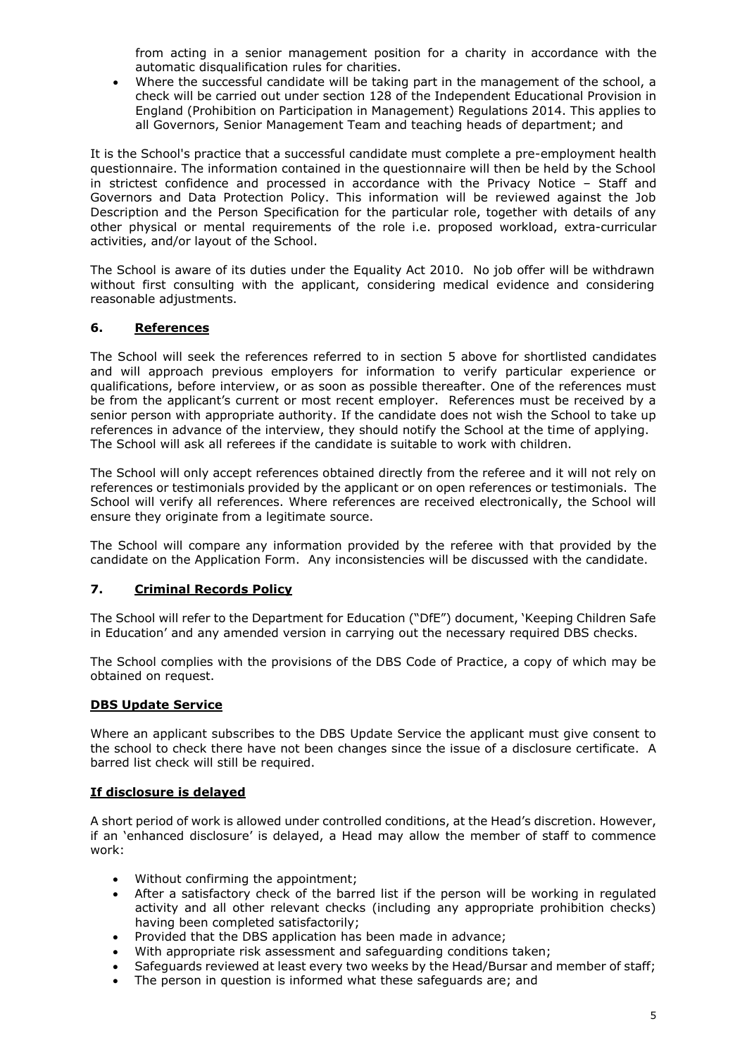from acting in a senior management position for a charity in accordance with the automatic disqualification rules for charities.

- Where the successful candidate will be taking part in the management of the school, a check will be carried out under section 128 of the Independent Educational Provision in England (Prohibition on Participation in Management) Regulations 2014. This applies to all Governors, Senior Management Team and teaching heads of department; and

It is the School's practice that a successful candidate must complete a pre-employment health questionnaire. The information contained in the questionnaire will then be held by the School in strictest confidence and processed in accordance with the Privacy Notice – Staff and Governors and Data Protection Policy. This information will be reviewed against the Job Description and the Person Specification for the particular role, together with details of any other physical or mental requirements of the role i.e. proposed workload, extra-curricular activities, and/or layout of the School.

The School is aware of its duties under the Equality Act 2010. No job offer will be withdrawn without first consulting with the applicant, considering medical evidence and considering reasonable adjustments.

## 6. References

The School will seek the references referred to in section 5 above for shortlisted candidates and will approach previous employers for information to verify particular experience or qualifications, before interview, or as soon as possible thereafter. One of the references must be from the applicant's current or most recent employer. References must be received by a senior person with appropriate authority. If the candidate does not wish the School to take up references in advance of the interview, they should notify the School at the time of applying. The School will ask all referees if the candidate is suitable to work with children.

The School will only accept references obtained directly from the referee and it will not rely on references or testimonials provided by the applicant or on open references or testimonials. The School will verify all references. Where references are received electronically, the School will ensure they originate from a legitimate source.

The School will compare any information provided by the referee with that provided by the candidate on the Application Form. Any inconsistencies will be discussed with the candidate.

## 7. Criminal Records Policy

The School will refer to the Department for Education ("DfE") document, 'Keeping Children Safe in Education' and any amended version in carrying out the necessary required DBS checks.

The School complies with the provisions of the DBS Code of Practice, a copy of which may be obtained on request.

### DBS Update Service

Where an applicant subscribes to the DBS Update Service the applicant must give consent to the school to check there have not been changes since the issue of a disclosure certificate. A barred list check will still be required.

### If disclosure is delayed

A short period of work is allowed under controlled conditions, at the Head's discretion. However, if an 'enhanced disclosure' is delayed, a Head may allow the member of staff to commence work:

- Without confirming the appointment;
- After a satisfactory check of the barred list if the person will be working in regulated activity and all other relevant checks (including any appropriate prohibition checks) having been completed satisfactorily;
- Provided that the DBS application has been made in advance;
- With appropriate risk assessment and safeguarding conditions taken;
- Safeguards reviewed at least every two weeks by the Head/Bursar and member of staff;
- The person in question is informed what these safeguards are; and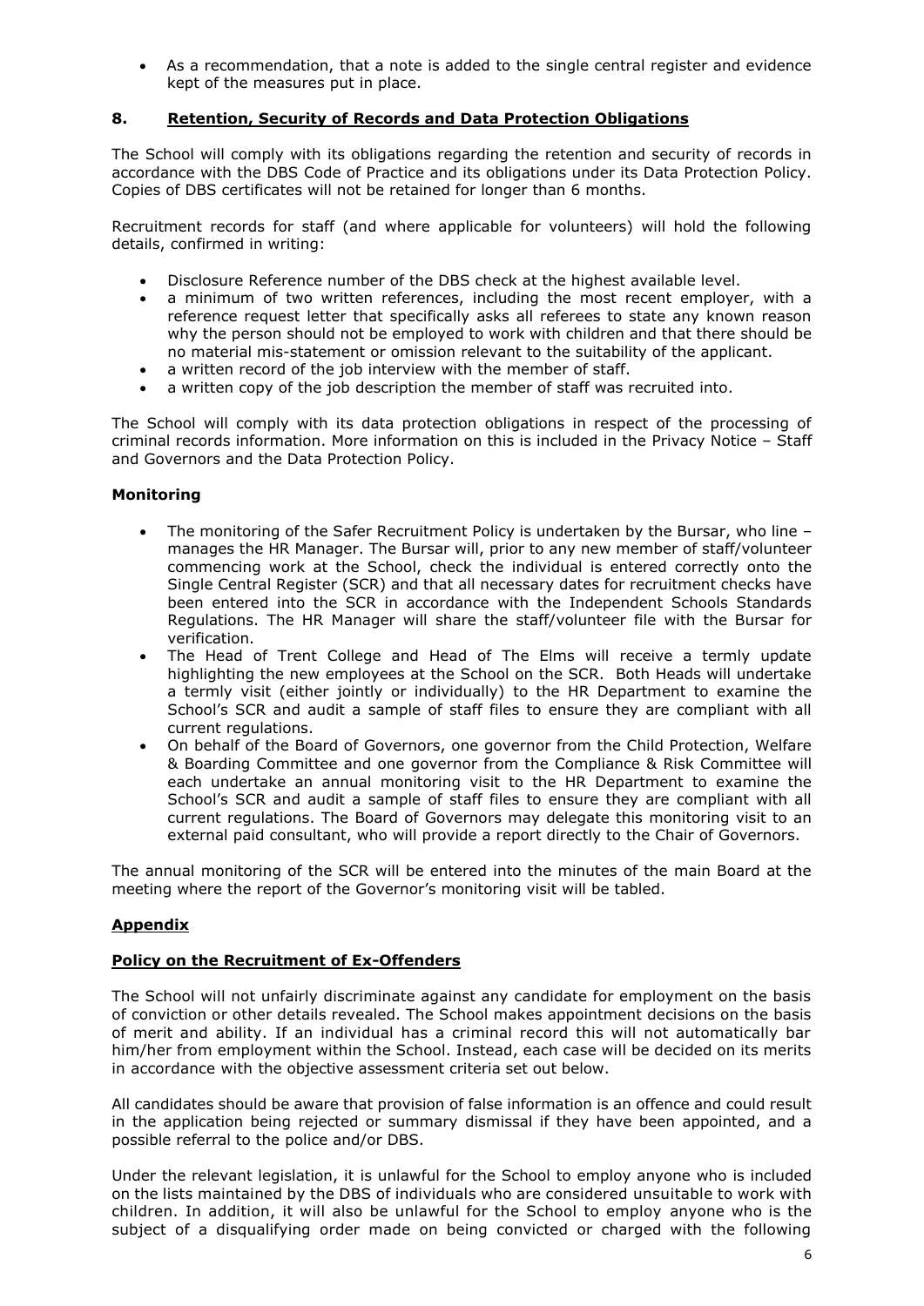- As a recommendation, that a note is added to the single central register and evidence kept of the measures put in place.

## 8. Retention, Security of Records and Data Protection Obligations

The School will comply with its obligations regarding the retention and security of records in accordance with the DBS Code of Practice and its obligations under its Data Protection Policy. Copies of DBS certificates will not be retained for longer than 6 months.

Recruitment records for staff (and where applicable for volunteers) will hold the following details, confirmed in writing:

- Disclosure Reference number of the DBS check at the highest available level.
- a minimum of two written references, including the most recent employer, with a reference request letter that specifically asks all referees to state any known reason why the person should not be employed to work with children and that there should be no material mis-statement or omission relevant to the suitability of the applicant.
- a written record of the job interview with the member of staff.
- a written copy of the job description the member of staff was recruited into.

The School will comply with its data protection obligations in respect of the processing of criminal records information. More information on this is included in the Privacy Notice – Staff and Governors and the Data Protection Policy.

### Monitoring

- The monitoring of the Safer Recruitment Policy is undertaken by the Bursar, who line – manages the HR Manager. The Bursar will, prior to any new member of staff/volunteer commencing work at the School, check the individual is entered correctly onto the Single Central Register (SCR) and that all necessary dates for recruitment checks have been entered into the SCR in accordance with the Independent Schools Standards Regulations. The HR Manager will share the staff/volunteer file with the Bursar for verification.
- The Head of Trent College and Head of The Elms will receive a termly update highlighting the new employees at the School on the SCR. Both Heads will undertake a termly visit (either jointly or individually) to the HR Department to examine the School's SCR and audit a sample of staff files to ensure they are compliant with all current regulations.
- On behalf of the Board of Governors, one governor from the Child Protection, Welfare & Boarding Committee and one governor from the Compliance & Risk Committee will each undertake an annual monitoring visit to the HR Department to examine the School's SCR and audit a sample of staff files to ensure they are compliant with all current regulations. The Board of Governors may delegate this monitoring visit to an external paid consultant, who will provide a report directly to the Chair of Governors.

The annual monitoring of the SCR will be entered into the minutes of the main Board at the meeting where the report of the Governor's monitoring visit will be tabled.

## Appendix

### Policy on the Recruitment of Ex-Offenders

The School will not unfairly discriminate against any candidate for employment on the basis of conviction or other details revealed. The School makes appointment decisions on the basis of merit and ability. If an individual has a criminal record this will not automatically bar him/her from employment within the School. Instead, each case will be decided on its merits in accordance with the objective assessment criteria set out below.

All candidates should be aware that provision of false information is an offence and could result in the application being rejected or summary dismissal if they have been appointed, and a possible referral to the police and/or DBS.

Under the relevant legislation, it is unlawful for the School to employ anyone who is included on the lists maintained by the DBS of individuals who are considered unsuitable to work with children. In addition, it will also be unlawful for the School to employ anyone who is the subject of a disqualifying order made on being convicted or charged with the following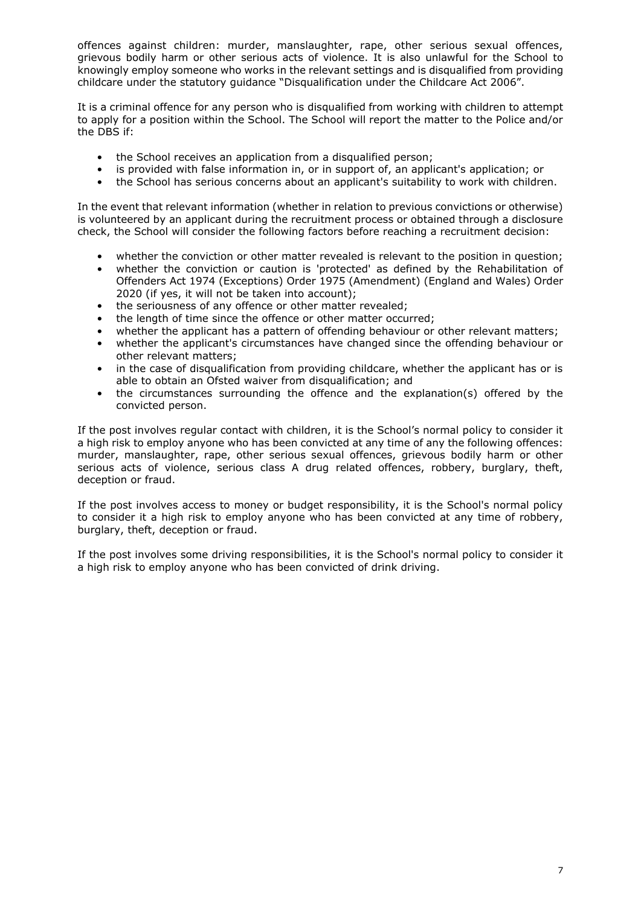offences against children: murder, manslaughter, rape, other serious sexual offences, grievous bodily harm or other serious acts of violence. It is also unlawful for the School to knowingly employ someone who works in the relevant settings and is disqualified from providing childcare under the statutory guidance "Disqualification under the Childcare Act 2006".

It is a criminal offence for any person who is disqualified from working with children to attempt to apply for a position within the School. The School will report the matter to the Police and/or the DBS if:

- the School receives an application from a disqualified person;
- is provided with false information in, or in support of, an applicant's application; or
- the School has serious concerns about an applicant's suitability to work with children.

In the event that relevant information (whether in relation to previous convictions or otherwise) is volunteered by an applicant during the recruitment process or obtained through a disclosure check, the School will consider the following factors before reaching a recruitment decision:

- whether the conviction or other matter revealed is relevant to the position in question;
- whether the conviction or caution is 'protected' as defined by the Rehabilitation of Offenders Act 1974 (Exceptions) Order 1975 (Amendment) (England and Wales) Order 2020 (if yes, it will not be taken into account);
- the seriousness of any offence or other matter revealed;
- the length of time since the offence or other matter occurred;
- whether the applicant has a pattern of offending behaviour or other relevant matters;
- whether the applicant's circumstances have changed since the offending behaviour or other relevant matters;
- in the case of disqualification from providing childcare, whether the applicant has or is able to obtain an Ofsted waiver from disqualification; and
- the circumstances surrounding the offence and the explanation(s) offered by the convicted person.

If the post involves regular contact with children, it is the School's normal policy to consider it a high risk to employ anyone who has been convicted at any time of any the following offences: murder, manslaughter, rape, other serious sexual offences, grievous bodily harm or other serious acts of violence, serious class A drug related offences, robbery, burglary, theft, deception or fraud.

If the post involves access to money or budget responsibility, it is the School's normal policy to consider it a high risk to employ anyone who has been convicted at any time of robbery, burglary, theft, deception or fraud.

If the post involves some driving responsibilities, it is the School's normal policy to consider it a high risk to employ anyone who has been convicted of drink driving.